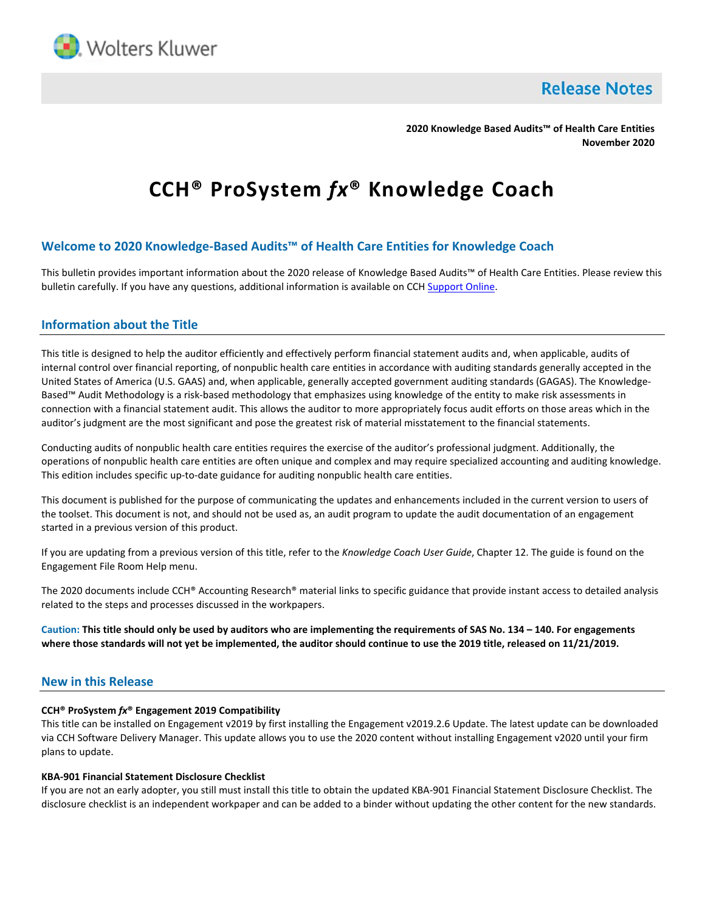Wolters Kluwer

# Release Notes

**2020 Knowledge Based Audits™ of Health Care Entities**
**November 2020**

# CCH® ProSystem *fx*® Knowledge Coach

## Welcome to 2020 Knowledge-Based Audits™ of Health Care Entities for Knowledge Coach

This bulletin provides important information about the 2020 release of Knowledge Based Audits™ of Health Care Entities. Please review this bulletin carefully. If you have any questions, additional information is available on CCH Support Online.

## Information about the Title

This title is designed to help the auditor efficiently and effectively perform financial statement audits and, when applicable, audits of internal control over financial reporting, of nonpublic health care entities in accordance with auditing standards generally accepted in the United States of America (U.S. GAAS) and, when applicable, generally accepted government auditing standards (GAGAS). The Knowledge-Based™ Audit Methodology is a risk-based methodology that emphasizes using knowledge of the entity to make risk assessments in connection with a financial statement audit. This allows the auditor to more appropriately focus audit efforts on those areas which in the auditor's judgment are the most significant and pose the greatest risk of material misstatement to the financial statements.

Conducting audits of nonpublic health care entities requires the exercise of the auditor's professional judgment. Additionally, the operations of nonpublic health care entities are often unique and complex and may require specialized accounting and auditing knowledge. This edition includes specific up-to-date guidance for auditing nonpublic health care entities.

This document is published for the purpose of communicating the updates and enhancements included in the current version to users of the toolset. This document is not, and should not be used as, an audit program to update the audit documentation of an engagement started in a previous version of this product.

If you are updating from a previous version of this title, refer to the *Knowledge Coach User Guide*, Chapter 12. The guide is found on the Engagement File Room Help menu.

The 2020 documents include CCH® Accounting Research® material links to specific guidance that provide instant access to detailed analysis related to the steps and processes discussed in the workpapers.

**Caution: This title should only be used by auditors who are implementing the requirements of SAS No. 134 – 140. For engagements where those standards will not yet be implemented, the auditor should continue to use the 2019 title, released on 11/21/2019.**

## New in this Release

**CCH® ProSystem *fx*® Engagement 2019 Compatibility**
This title can be installed on Engagement v2019 by first installing the Engagement v2019.2.6 Update. The latest update can be downloaded via CCH Software Delivery Manager. This update allows you to use the 2020 content without installing Engagement v2020 until your firm plans to update.

**KBA-901 Financial Statement Disclosure Checklist**
If you are not an early adopter, you still must install this title to obtain the updated KBA-901 Financial Statement Disclosure Checklist. The disclosure checklist is an independent workpaper and can be added to a binder without updating the other content for the new standards.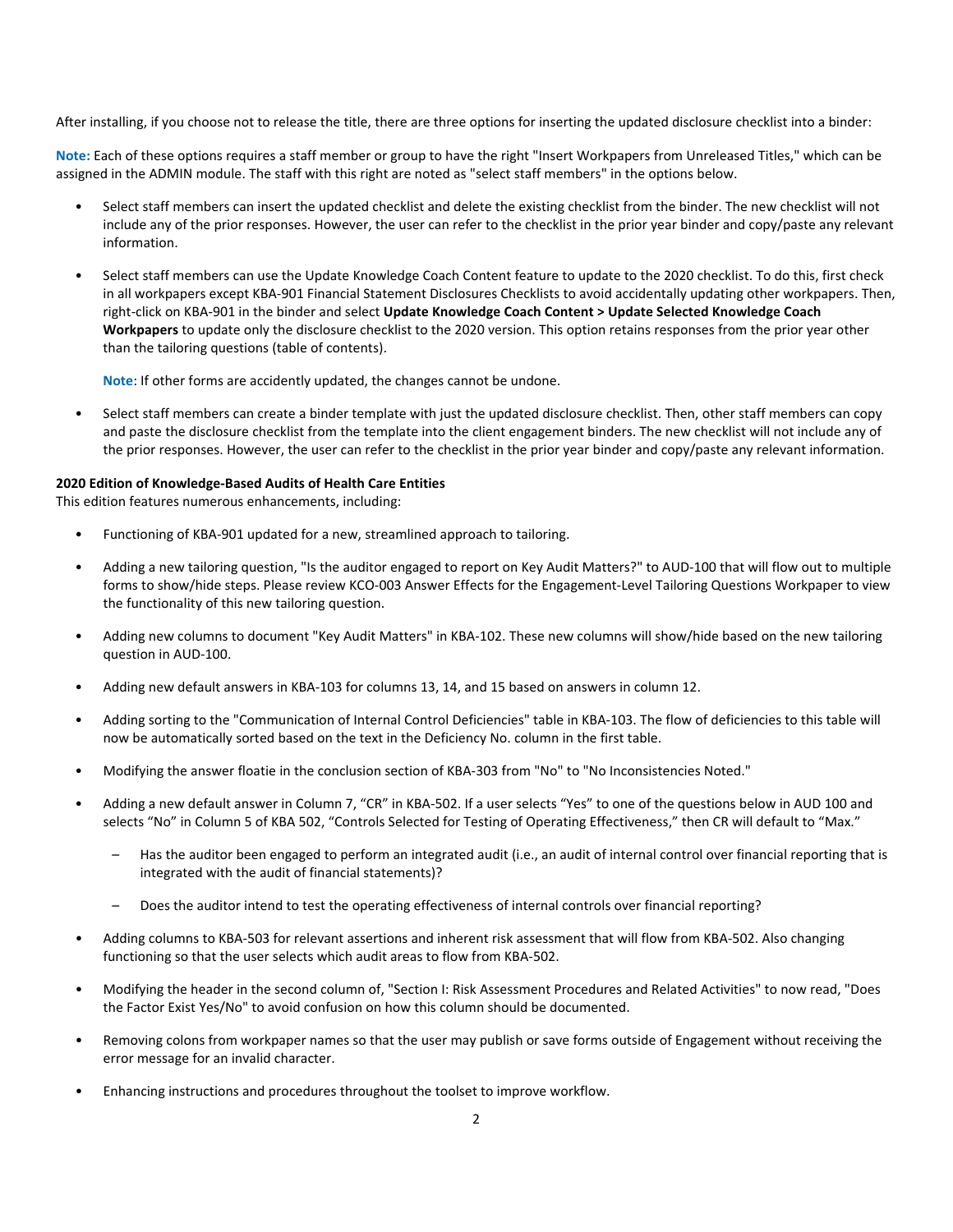After installing, if you choose not to release the title, there are three options for inserting the updated disclosure checklist into a binder:

**Note:** Each of these options requires a staff member or group to have the right "Insert Workpapers from Unreleased Titles," which can be assigned in the ADMIN module. The staff with this right are noted as "select staff members" in the options below.

- Select staff members can insert the updated checklist and delete the existing checklist from the binder. The new checklist will not include any of the prior responses. However, the user can refer to the checklist in the prior year binder and copy/paste any relevant information.
- Select staff members can use the Update Knowledge Coach Content feature to update to the 2020 checklist. To do this, first check in all workpapers except KBA-901 Financial Statement Disclosures Checklists to avoid accidentally updating other workpapers. Then, right-click on KBA-901 in the binder and select **Update Knowledge Coach Content > Update Selected Knowledge Coach Workpapers** to update only the disclosure checklist to the 2020 version. This option retains responses from the prior year other than the tailoring questions (table of contents).

  **Note**: If other forms are accidently updated, the changes cannot be undone.
- Select staff members can create a binder template with just the updated disclosure checklist. Then, other staff members can copy and paste the disclosure checklist from the template into the client engagement binders. The new checklist will not include any of the prior responses. However, the user can refer to the checklist in the prior year binder and copy/paste any relevant information.

**2020 Edition of Knowledge-Based Audits of Health Care Entities**

This edition features numerous enhancements, including:

- Functioning of KBA-901 updated for a new, streamlined approach to tailoring.
- Adding a new tailoring question, "Is the auditor engaged to report on Key Audit Matters?" to AUD-100 that will flow out to multiple forms to show/hide steps. Please review KCO-003 Answer Effects for the Engagement-Level Tailoring Questions Workpaper to view the functionality of this new tailoring question.
- Adding new columns to document "Key Audit Matters" in KBA-102. These new columns will show/hide based on the new tailoring question in AUD-100.
- Adding new default answers in KBA-103 for columns 13, 14, and 15 based on answers in column 12.
- Adding sorting to the "Communication of Internal Control Deficiencies" table in KBA-103. The flow of deficiencies to this table will now be automatically sorted based on the text in the Deficiency No. column in the first table.
- Modifying the answer floatie in the conclusion section of KBA-303 from "No" to "No Inconsistencies Noted."
- Adding a new default answer in Column 7, "CR" in KBA-502. If a user selects "Yes" to one of the questions below in AUD 100 and selects "No" in Column 5 of KBA 502, "Controls Selected for Testing of Operating Effectiveness," then CR will default to "Max."
  - Has the auditor been engaged to perform an integrated audit (i.e., an audit of internal control over financial reporting that is integrated with the audit of financial statements)?
  - Does the auditor intend to test the operating effectiveness of internal controls over financial reporting?
- Adding columns to KBA-503 for relevant assertions and inherent risk assessment that will flow from KBA-502. Also changing functioning so that the user selects which audit areas to flow from KBA-502.
- Modifying the header in the second column of, "Section I: Risk Assessment Procedures and Related Activities" to now read, "Does the Factor Exist Yes/No" to avoid confusion on how this column should be documented.
- Removing colons from workpaper names so that the user may publish or save forms outside of Engagement without receiving the error message for an invalid character.
- Enhancing instructions and procedures throughout the toolset to improve workflow.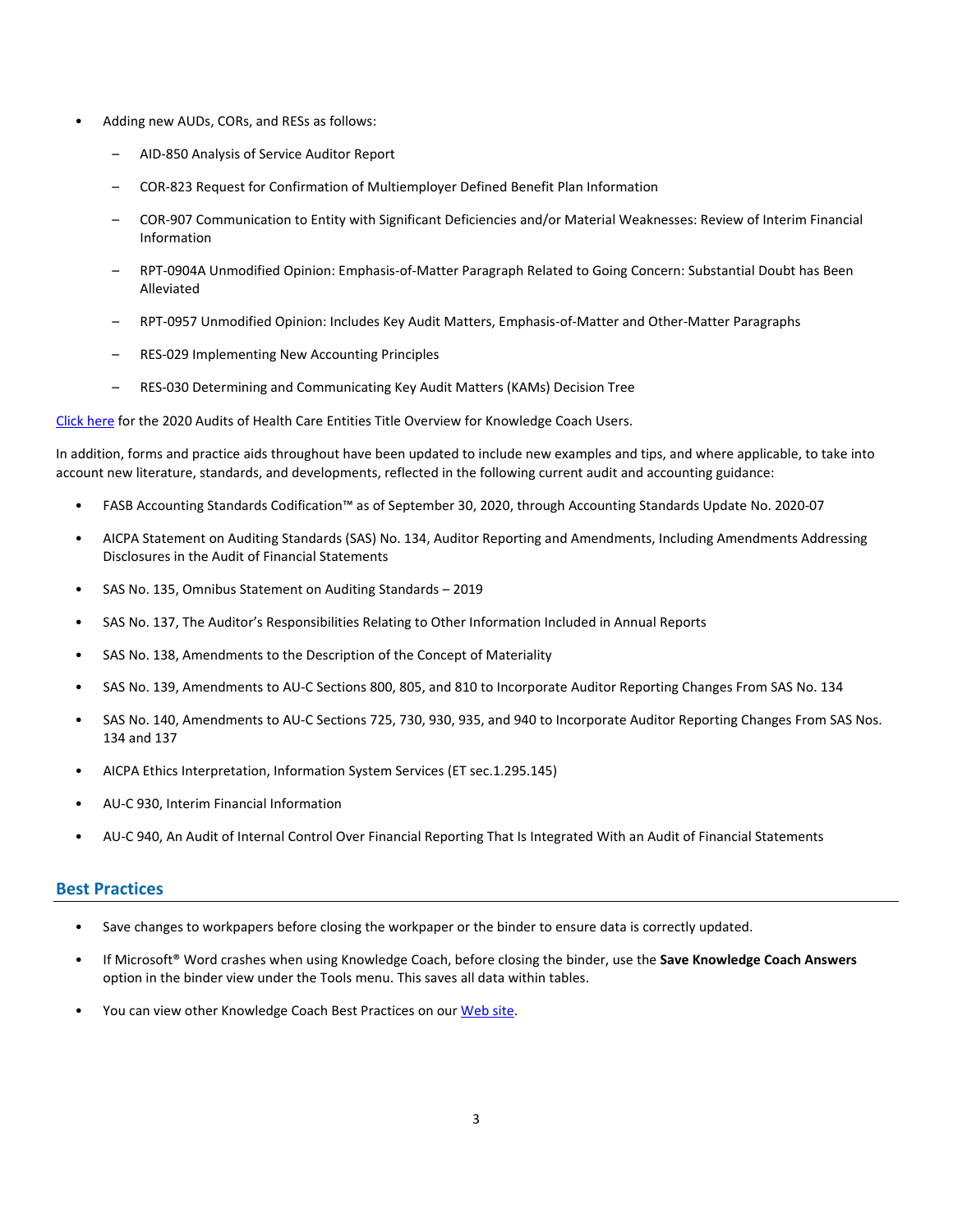- Adding new AUDs, CORs, and RESs as follows:
  - AID-850 Analysis of Service Auditor Report
  - COR-823 Request for Confirmation of Multiemployer Defined Benefit Plan Information
  - COR-907 Communication to Entity with Significant Deficiencies and/or Material Weaknesses: Review of Interim Financial Information
  - RPT-0904A Unmodified Opinion: Emphasis-of-Matter Paragraph Related to Going Concern: Substantial Doubt has Been Alleviated
  - RPT-0957 Unmodified Opinion: Includes Key Audit Matters, Emphasis-of-Matter and Other-Matter Paragraphs
  - RES-029 Implementing New Accounting Principles
  - RES-030 Determining and Communicating Key Audit Matters (KAMs) Decision Tree

Click here for the 2020 Audits of Health Care Entities Title Overview for Knowledge Coach Users.

In addition, forms and practice aids throughout have been updated to include new examples and tips, and where applicable, to take into account new literature, standards, and developments, reflected in the following current audit and accounting guidance:

- FASB Accounting Standards Codification™ as of September 30, 2020, through Accounting Standards Update No. 2020-07
- AICPA Statement on Auditing Standards (SAS) No. 134, Auditor Reporting and Amendments, Including Amendments Addressing Disclosures in the Audit of Financial Statements
- SAS No. 135, Omnibus Statement on Auditing Standards – 2019
- SAS No. 137, The Auditor's Responsibilities Relating to Other Information Included in Annual Reports
- SAS No. 138, Amendments to the Description of the Concept of Materiality
- SAS No. 139, Amendments to AU-C Sections 800, 805, and 810 to Incorporate Auditor Reporting Changes From SAS No. 134
- SAS No. 140, Amendments to AU-C Sections 725, 730, 930, 935, and 940 to Incorporate Auditor Reporting Changes From SAS Nos. 134 and 137
- AICPA Ethics Interpretation, Information System Services (ET sec.1.295.145)
- AU-C 930, Interim Financial Information
- AU-C 940, An Audit of Internal Control Over Financial Reporting That Is Integrated With an Audit of Financial Statements

## Best Practices

- Save changes to workpapers before closing the workpaper or the binder to ensure data is correctly updated.
- If Microsoft® Word crashes when using Knowledge Coach, before closing the binder, use the **Save Knowledge Coach Answers** option in the binder view under the Tools menu. This saves all data within tables.
- You can view other Knowledge Coach Best Practices on our Web site.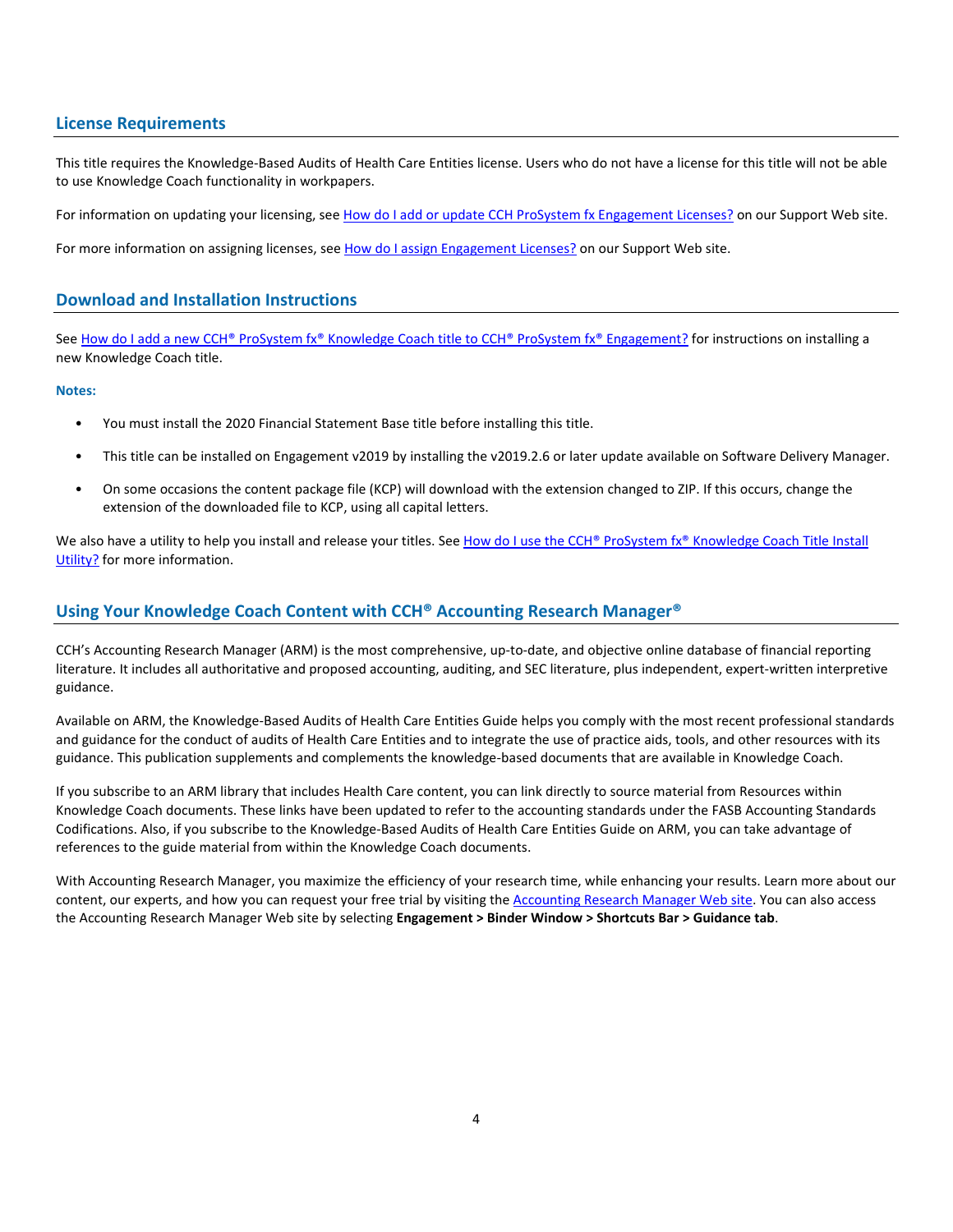## License Requirements

This title requires the Knowledge-Based Audits of Health Care Entities license. Users who do not have a license for this title will not be able to use Knowledge Coach functionality in workpapers.

For information on updating your licensing, see How do I add or update CCH ProSystem fx Engagement Licenses? on our Support Web site.

For more information on assigning licenses, see How do I assign Engagement Licenses? on our Support Web site.

## Download and Installation Instructions

See How do I add a new CCH® ProSystem fx® Knowledge Coach title to CCH® ProSystem fx® Engagement? for instructions on installing a new Knowledge Coach title.

**Notes:**

- You must install the 2020 Financial Statement Base title before installing this title.
- This title can be installed on Engagement v2019 by installing the v2019.2.6 or later update available on Software Delivery Manager.
- On some occasions the content package file (KCP) will download with the extension changed to ZIP. If this occurs, change the extension of the downloaded file to KCP, using all capital letters.

We also have a utility to help you install and release your titles. See How do I use the CCH® ProSystem fx® Knowledge Coach Title Install Utility? for more information.

## Using Your Knowledge Coach Content with CCH® Accounting Research Manager®

CCH's Accounting Research Manager (ARM) is the most comprehensive, up-to-date, and objective online database of financial reporting literature. It includes all authoritative and proposed accounting, auditing, and SEC literature, plus independent, expert-written interpretive guidance.

Available on ARM, the Knowledge-Based Audits of Health Care Entities Guide helps you comply with the most recent professional standards and guidance for the conduct of audits of Health Care Entities and to integrate the use of practice aids, tools, and other resources with its guidance. This publication supplements and complements the knowledge-based documents that are available in Knowledge Coach.

If you subscribe to an ARM library that includes Health Care content, you can link directly to source material from Resources within Knowledge Coach documents. These links have been updated to refer to the accounting standards under the FASB Accounting Standards Codifications. Also, if you subscribe to the Knowledge-Based Audits of Health Care Entities Guide on ARM, you can take advantage of references to the guide material from within the Knowledge Coach documents.

With Accounting Research Manager, you maximize the efficiency of your research time, while enhancing your results. Learn more about our content, our experts, and how you can request your free trial by visiting the Accounting Research Manager Web site. You can also access the Accounting Research Manager Web site by selecting **Engagement > Binder Window > Shortcuts Bar > Guidance tab**.